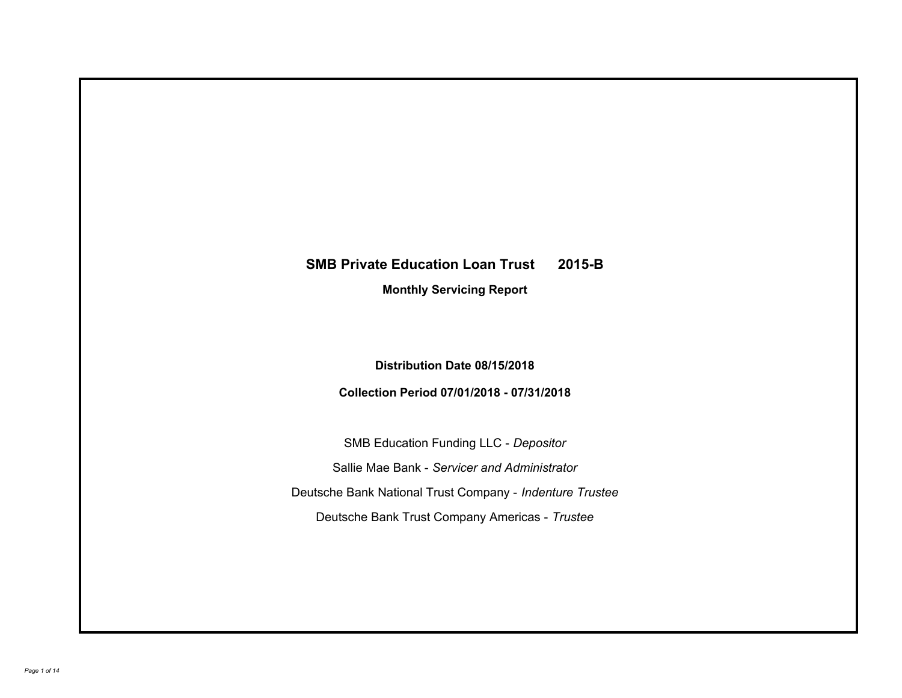# SMB Private Education Loan Trust 2015-B

## Monthly Servicing Report

**Distribution Date 08/15/2018**

**Collection Period 07/01/2018 - 07/31/2018**

SMB Education Funding LLC - *Depositor*

Sallie Mae Bank - *Servicer and Administrator*

Deutsche Bank National Trust Company - *Indenture Trustee*

Deutsche Bank Trust Company Americas - *Trustee*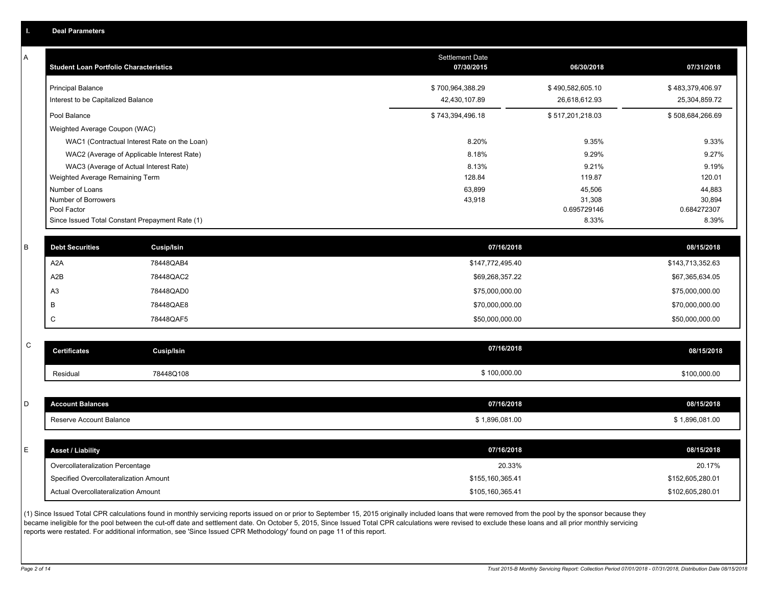## I. Deal Parameters

### A

| Student Loan Portfolio Characteristics | Settlement Date 07/30/2015 | 06/30/2018 | 07/31/2018 |
|---|---|---|---|
| Principal Balance | $ 700,964,388.29 | $ 490,582,605.10 | $ 483,379,406.97 |
| Interest to be Capitalized Balance | 42,430,107.89 | 26,618,612.93 | 25,304,859.72 |
| Pool Balance | $ 743,394,496.18 | $ 517,201,218.03 | $ 508,684,266.69 |
| Weighted Average Coupon (WAC) | | | |
| WAC1 (Contractual Interest Rate on the Loan) | 8.20% | 9.35% | 9.33% |
| WAC2 (Average of Applicable Interest Rate) | 8.18% | 9.29% | 9.27% |
| WAC3 (Average of Actual Interest Rate) | 8.13% | 9.21% | 9.19% |
| Weighted Average Remaining Term | 128.84 | 119.87 | 120.01 |
| Number of Loans | 63,899 | 45,506 | 44,883 |
| Number of Borrowers | 43,918 | 31,308 | 30,894 |
| Pool Factor | | 0.695729146 | 0.684272307 |
| Since Issued Total Constant Prepayment Rate (1) | | 8.33% | 8.39% |

### B

| Debt Securities | Cusip/Isin | 07/16/2018 | 08/15/2018 |
|---|---|---|---|
| A2A | 78448QAB4 | $147,772,495.40 | $143,713,352.63 |
| A2B | 78448QAC2 | $69,268,357.22 | $67,365,634.05 |
| A3 | 78448QAD0 | $75,000,000.00 | $75,000,000.00 |
| B | 78448QAE8 | $70,000,000.00 | $70,000,000.00 |
| C | 78448QAF5 | $50,000,000.00 | $50,000,000.00 |

### C

| Certificates | Cusip/Isin | 07/16/2018 | 08/15/2018 |
|---|---|---|---|
| Residual | 78448Q108 | $ 100,000.00 | $100,000.00 |

### D

| Account Balances | 07/16/2018 | 08/15/2018 |
|---|---|---|
| Reserve Account Balance | $ 1,896,081.00 | $ 1,896,081.00 |

### E

| Asset / Liability | 07/16/2018 | 08/15/2018 |
|---|---|---|
| Overcollateralization Percentage | 20.33% | 20.17% |
| Specified Overcollateralization Amount | $155,160,365.41 | $152,605,280.01 |
| Actual Overcollateralization Amount | $105,160,365.41 | $102,605,280.01 |

(1) Since Issued Total CPR calculations found in monthly servicing reports issued on or prior to September 15, 2015 originally included loans that were removed from the pool by the sponsor because they became ineligible for the pool between the cut-off date and settlement date. On October 5, 2015, Since Issued Total CPR calculations were revised to exclude these loans and all prior monthly servicing reports were restated. For additional information, see 'Since Issued CPR Methodology' found on page 11 of this report.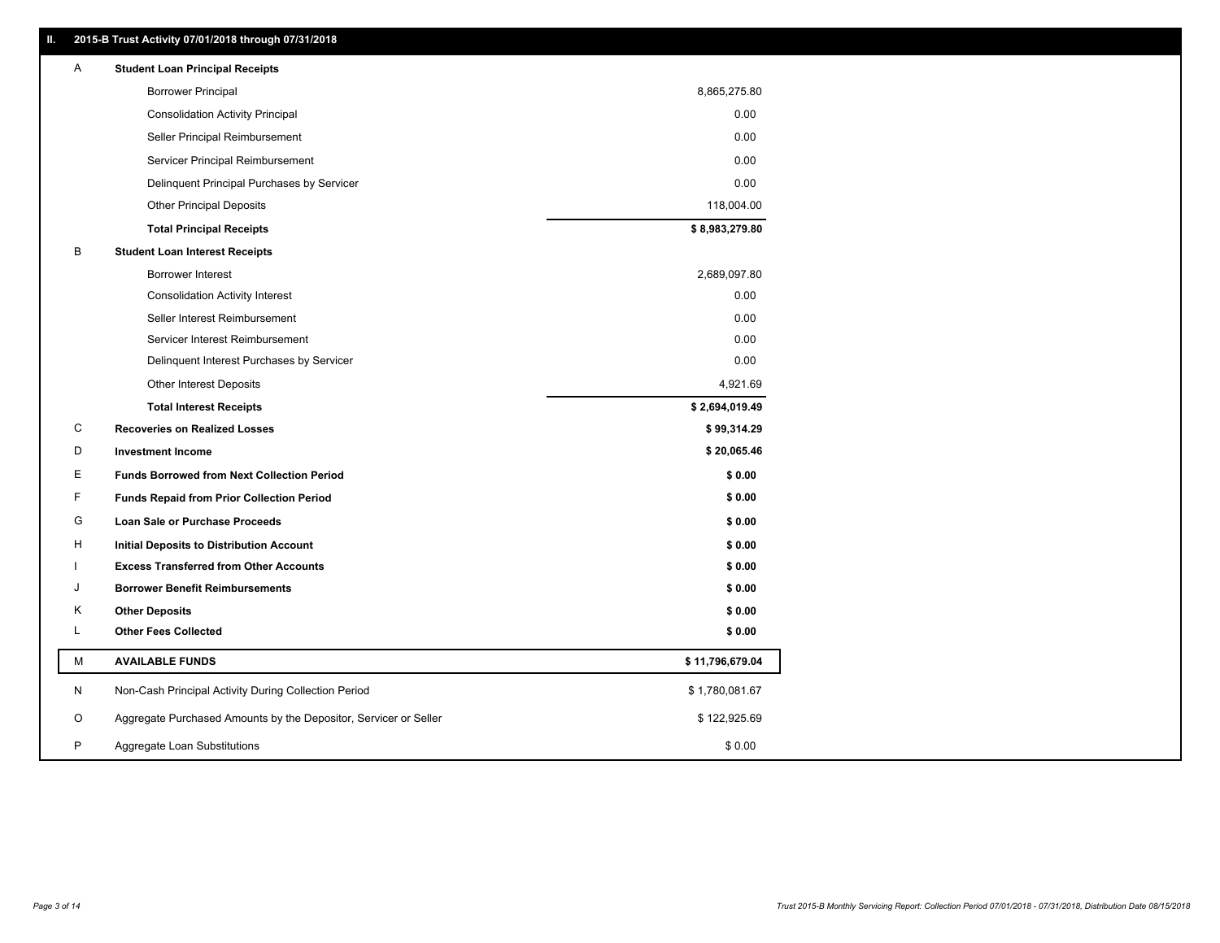## II. 2015-B Trust Activity 07/01/2018 through 07/31/2018

| | | |
|---|---|---|
| A | **Student Loan Principal Receipts** | |
| | Borrower Principal | 8,865,275.80 |
| | Consolidation Activity Principal | 0.00 |
| | Seller Principal Reimbursement | 0.00 |
| | Servicer Principal Reimbursement | 0.00 |
| | Delinquent Principal Purchases by Servicer | 0.00 |
| | Other Principal Deposits | 118,004.00 |
| | **Total Principal Receipts** | **$ 8,983,279.80** |
| B | **Student Loan Interest Receipts** | |
| | Borrower Interest | 2,689,097.80 |
| | Consolidation Activity Interest | 0.00 |
| | Seller Interest Reimbursement | 0.00 |
| | Servicer Interest Reimbursement | 0.00 |
| | Delinquent Interest Purchases by Servicer | 0.00 |
| | Other Interest Deposits | 4,921.69 |
| | **Total Interest Receipts** | **$ 2,694,019.49** |
| C | **Recoveries on Realized Losses** | **$ 99,314.29** |
| D | **Investment Income** | **$ 20,065.46** |
| E | **Funds Borrowed from Next Collection Period** | **$ 0.00** |
| F | **Funds Repaid from Prior Collection Period** | **$ 0.00** |
| G | **Loan Sale or Purchase Proceeds** | **$ 0.00** |
| H | **Initial Deposits to Distribution Account** | **$ 0.00** |
| I | **Excess Transferred from Other Accounts** | **$ 0.00** |
| J | **Borrower Benefit Reimbursements** | **$ 0.00** |
| K | **Other Deposits** | **$ 0.00** |
| L | **Other Fees Collected** | **$ 0.00** |
| M | **AVAILABLE FUNDS** | **$ 11,796,679.04** |
| N | Non-Cash Principal Activity During Collection Period | $ 1,780,081.67 |
| O | Aggregate Purchased Amounts by the Depositor, Servicer or Seller | $ 122,925.69 |
| P | Aggregate Loan Substitutions | $ 0.00 |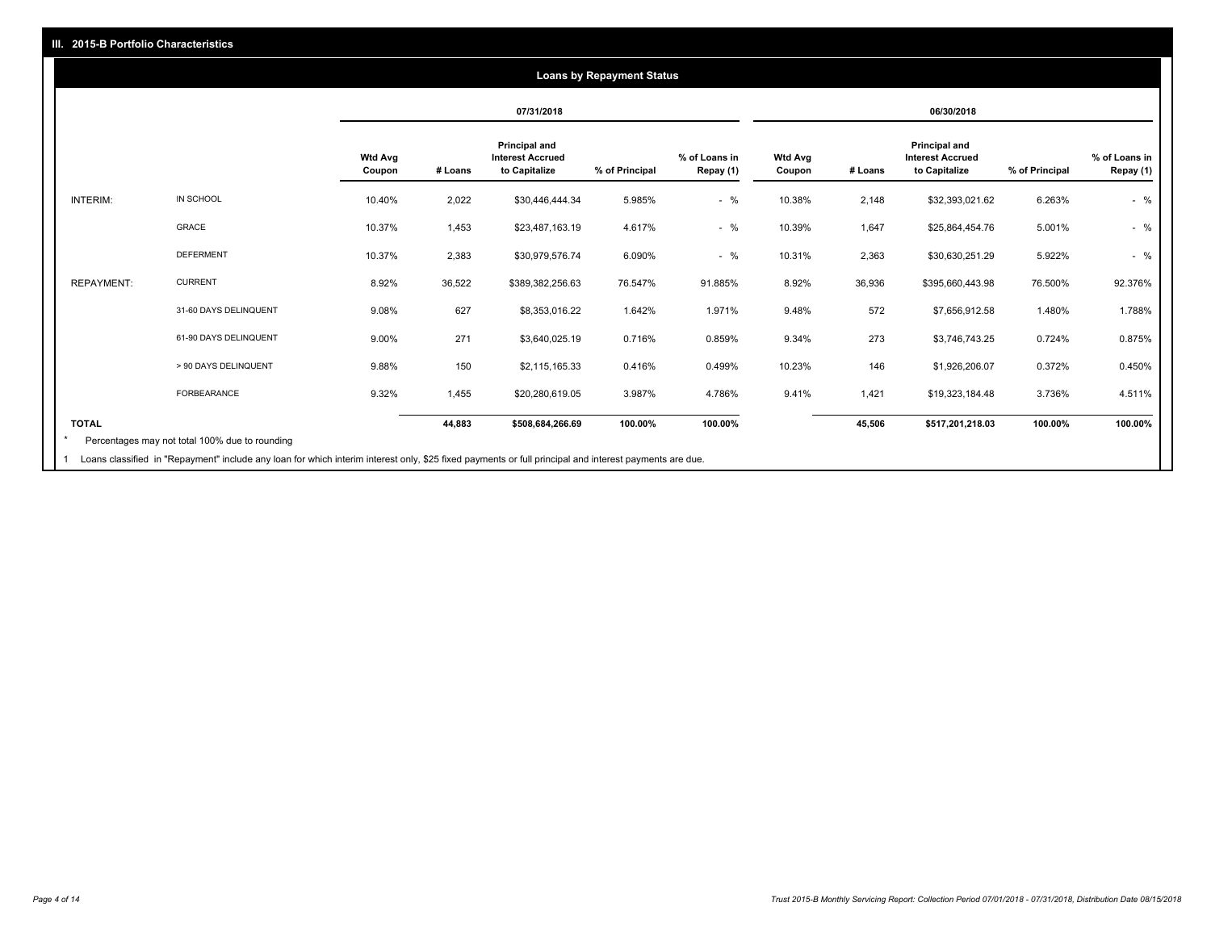## III. 2015-B Portfolio Characteristics

### Loans by Repayment Status

| | | 07/31/2018 | | | | | 06/30/2018 | | | | |
|---|---|---|---|---|---|---|---|---|---|---|---|
| | | Wtd Avg Coupon | # Loans | Principal and Interest Accrued to Capitalize | % of Principal | % of Loans in Repay (1) | Wtd Avg Coupon | # Loans | Principal and Interest Accrued to Capitalize | % of Principal | % of Loans in Repay (1) |
| INTERIM: | IN SCHOOL | 10.40% | 2,022 | $30,446,444.34 | 5.985% | - % | 10.38% | 2,148 | $32,393,021.62 | 6.263% | - % |
| | GRACE | 10.37% | 1,453 | $23,487,163.19 | 4.617% | - % | 10.39% | 1,647 | $25,864,454.76 | 5.001% | - % |
| | DEFERMENT | 10.37% | 2,383 | $30,979,576.74 | 6.090% | - % | 10.31% | 2,363 | $30,630,251.29 | 5.922% | - % |
| REPAYMENT: | CURRENT | 8.92% | 36,522 | $389,382,256.63 | 76.547% | 91.885% | 8.92% | 36,936 | $395,660,443.98 | 76.500% | 92.376% |
| | 31-60 DAYS DELINQUENT | 9.08% | 627 | $8,353,016.22 | 1.642% | 1.971% | 9.48% | 572 | $7,656,912.58 | 1.480% | 1.788% |
| | 61-90 DAYS DELINQUENT | 9.00% | 271 | $3,640,025.19 | 0.716% | 0.859% | 9.34% | 273 | $3,746,743.25 | 0.724% | 0.875% |
| | > 90 DAYS DELINQUENT | 9.88% | 150 | $2,115,165.33 | 0.416% | 0.499% | 10.23% | 146 | $1,926,206.07 | 0.372% | 0.450% |
| | FORBEARANCE | 9.32% | 1,455 | $20,280,619.05 | 3.987% | 4.786% | 9.41% | 1,421 | $19,323,184.48 | 3.736% | 4.511% |
| TOTAL | | | 44,883 | $508,684,266.69 | 100.00% | 100.00% | | 45,506 | $517,201,218.03 | 100.00% | 100.00% |

\* Percentages may not total 100% due to rounding

1 Loans classified in "Repayment" include any loan for which interim interest only, $25 fixed payments or full principal and interest payments are due.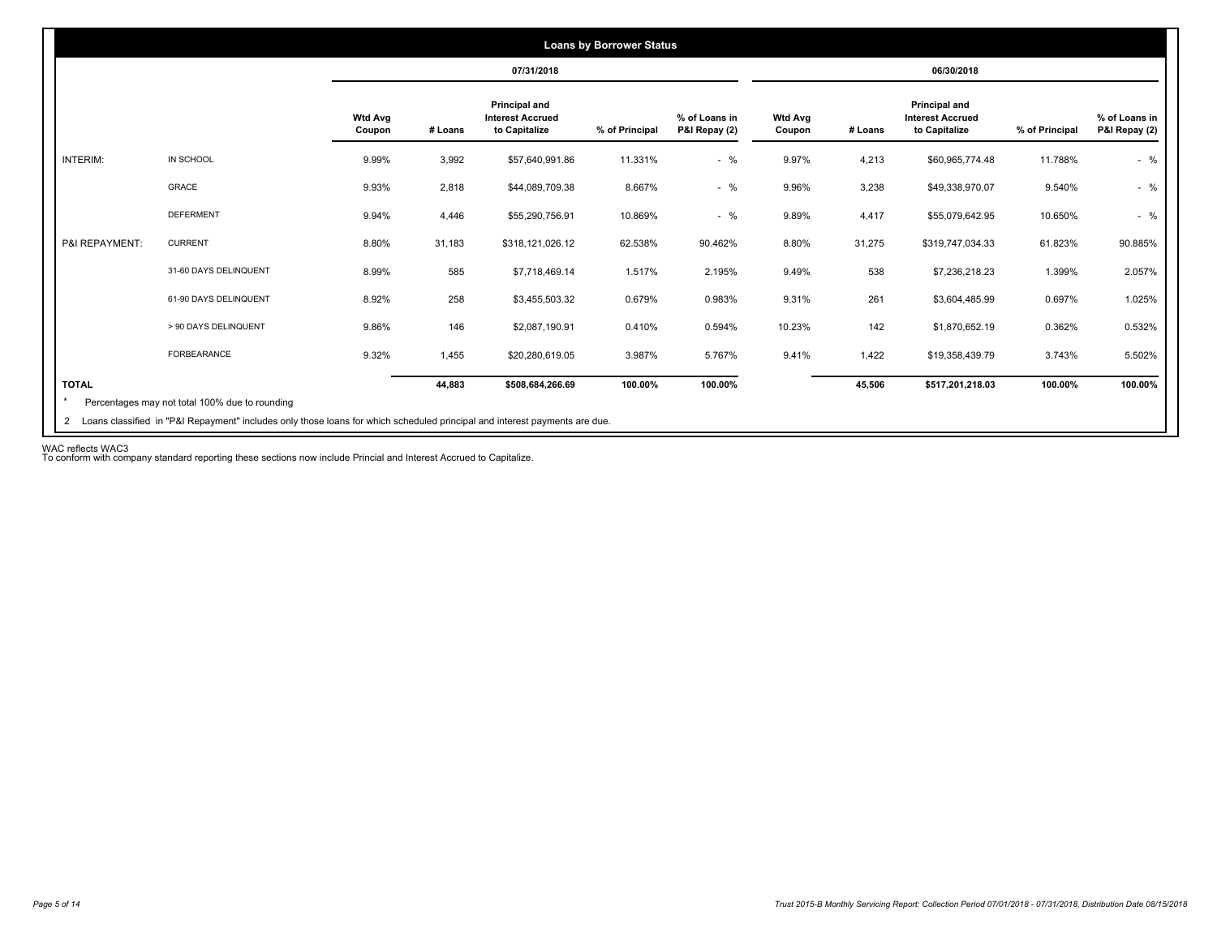## Loans by Borrower Status

| | | 07/31/2018 | | | | | 06/30/2018 | | | | |
|---|---|---|---|---|---|---|---|---|---|---|---|
| | | Wtd Avg Coupon | # Loans | Principal and Interest Accrued to Capitalize | % of Principal | % of Loans in P&I Repay (2) | Wtd Avg Coupon | # Loans | Principal and Interest Accrued to Capitalize | % of Principal | % of Loans in P&I Repay (2) |
| INTERIM: | IN SCHOOL | 9.99% | 3,992 | $57,640,991.86 | 11.331% | - % | 9.97% | 4,213 | $60,965,774.48 | 11.788% | - % |
| | GRACE | 9.93% | 2,818 | $44,089,709.38 | 8.667% | - % | 9.96% | 3,238 | $49,338,970.07 | 9.540% | - % |
| | DEFERMENT | 9.94% | 4,446 | $55,290,756.91 | 10.869% | - % | 9.89% | 4,417 | $55,079,642.95 | 10.650% | - % |
| P&I REPAYMENT: | CURRENT | 8.80% | 31,183 | $318,121,026.12 | 62.538% | 90.462% | 8.80% | 31,275 | $319,747,034.33 | 61.823% | 90.885% |
| | 31-60 DAYS DELINQUENT | 8.99% | 585 | $7,718,469.14 | 1.517% | 2.195% | 9.49% | 538 | $7,236,218.23 | 1.399% | 2.057% |
| | 61-90 DAYS DELINQUENT | 8.92% | 258 | $3,455,503.32 | 0.679% | 0.983% | 9.31% | 261 | $3,604,485.99 | 0.697% | 1.025% |
| | > 90 DAYS DELINQUENT | 9.86% | 146 | $2,087,190.91 | 0.410% | 0.594% | 10.23% | 142 | $1,870,652.19 | 0.362% | 0.532% |
| | FORBEARANCE | 9.32% | 1,455 | $20,280,619.05 | 3.987% | 5.767% | 9.41% | 1,422 | $19,358,439.79 | 3.743% | 5.502% |
| **TOTAL** | | | **44,883** | **$508,684,266.69** | **100.00%** | **100.00%** | | **45,506** | **$517,201,218.03** | **100.00%** | **100.00%** |

\* Percentages may not total 100% due to rounding

2 Loans classified in "P&I Repayment" includes only those loans for which scheduled principal and interest payments are due.

WAC reflects WAC3

To conform with company standard reporting these sections now include Princial and Interest Accrued to Capitalize.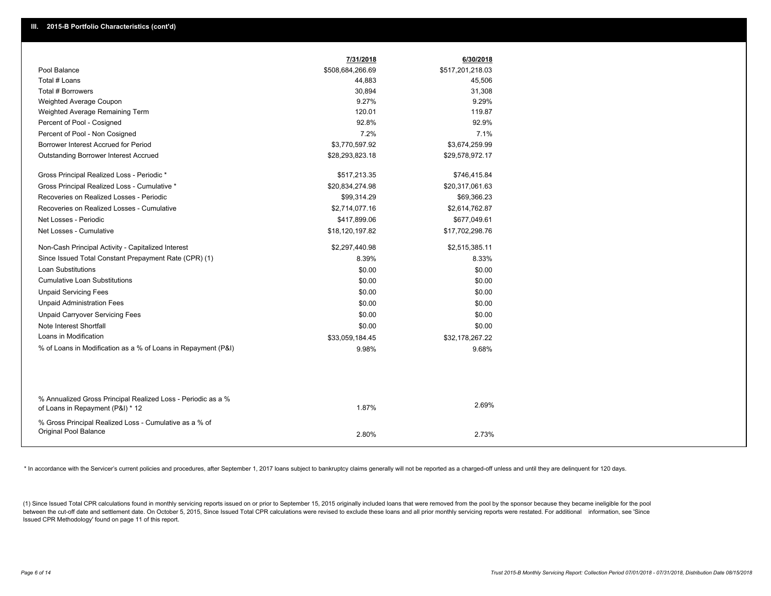## III. 2015-B Portfolio Characteristics (cont'd)

| | 7/31/2018 | 6/30/2018 |
|---|---|---|
| Pool Balance | $508,684,266.69 | $517,201,218.03 |
| Total # Loans | 44,883 | 45,506 |
| Total # Borrowers | 30,894 | 31,308 |
| Weighted Average Coupon | 9.27% | 9.29% |
| Weighted Average Remaining Term | 120.01 | 119.87 |
| Percent of Pool - Cosigned | 92.8% | 92.9% |
| Percent of Pool - Non Cosigned | 7.2% | 7.1% |
| Borrower Interest Accrued for Period | $3,770,597.92 | $3,674,259.99 |
| Outstanding Borrower Interest Accrued | $28,293,823.18 | $29,578,972.17 |
| Gross Principal Realized Loss - Periodic * | $517,213.35 | $746,415.84 |
| Gross Principal Realized Loss - Cumulative * | $20,834,274.98 | $20,317,061.63 |
| Recoveries on Realized Losses - Periodic | $99,314.29 | $69,366.23 |
| Recoveries on Realized Losses - Cumulative | $2,714,077.16 | $2,614,762.87 |
| Net Losses - Periodic | $417,899.06 | $677,049.61 |
| Net Losses - Cumulative | $18,120,197.82 | $17,702,298.76 |
| Non-Cash Principal Activity - Capitalized Interest | $2,297,440.98 | $2,515,385.11 |
| Since Issued Total Constant Prepayment Rate (CPR) (1) | 8.39% | 8.33% |
| Loan Substitutions | $0.00 | $0.00 |
| Cumulative Loan Substitutions | $0.00 | $0.00 |
| Unpaid Servicing Fees | $0.00 | $0.00 |
| Unpaid Administration Fees | $0.00 | $0.00 |
| Unpaid Carryover Servicing Fees | $0.00 | $0.00 |
| Note Interest Shortfall | $0.00 | $0.00 |
| Loans in Modification | $33,059,184.45 | $32,178,267.22 |
| % of Loans in Modification as a % of Loans in Repayment (P&I) | 9.98% | 9.68% |
| % Annualized Gross Principal Realized Loss - Periodic as a % of Loans in Repayment (P&I) * 12 | 1.87% | 2.69% |
| % Gross Principal Realized Loss - Cumulative as a % of Original Pool Balance | 2.80% | 2.73% |

* In accordance with the Servicer's current policies and procedures, after September 1, 2017 loans subject to bankruptcy claims generally will not be reported as a charged-off unless and until they are delinquent for 120 days.

(1) Since Issued Total CPR calculations found in monthly servicing reports issued on or prior to September 15, 2015 originally included loans that were removed from the pool by the sponsor because they became ineligible for the pool between the cut-off date and settlement date. On October 5, 2015, Since Issued Total CPR calculations were revised to exclude these loans and all prior monthly servicing reports were restated. For additional information, see 'Since Issued CPR Methodology' found on page 11 of this report.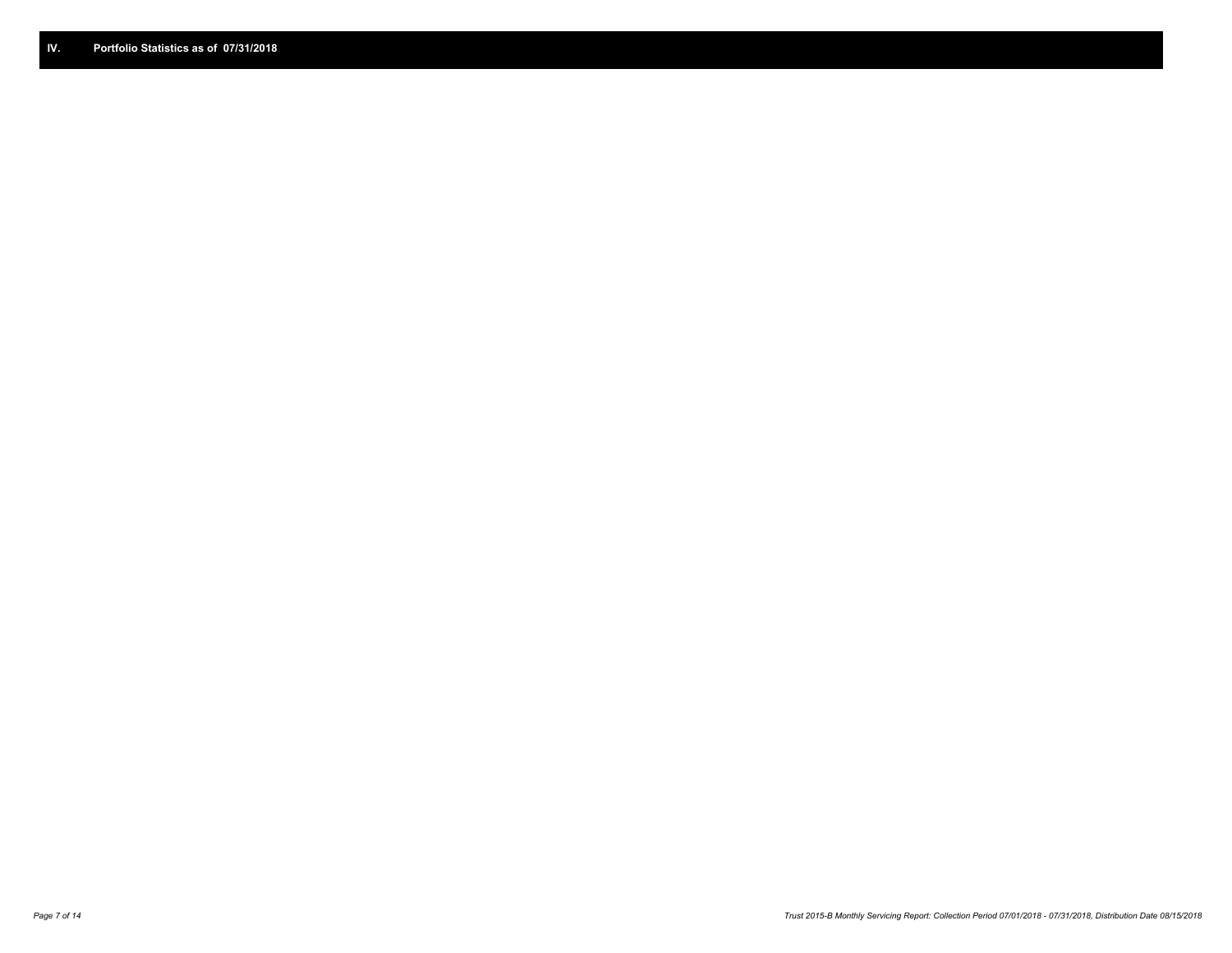# IV. Portfolio Statistics as of 07/31/2018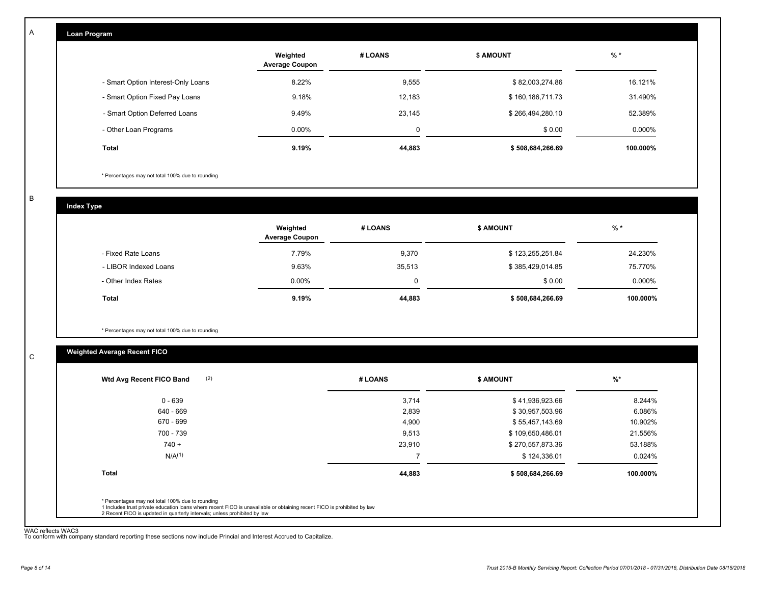A

## Loan Program

| | Weighted Average Coupon | # LOANS | $ AMOUNT | % * |
|---|---|---|---|---|
| - Smart Option Interest-Only Loans | 8.22% | 9,555 | $ 82,003,274.86 | 16.121% |
| - Smart Option Fixed Pay Loans | 9.18% | 12,183 | $ 160,186,711.73 | 31.490% |
| - Smart Option Deferred Loans | 9.49% | 23,145 | $ 266,494,280.10 | 52.389% |
| - Other Loan Programs | 0.00% | 0 | $ 0.00 | 0.000% |
| **Total** | **9.19%** | **44,883** | **$ 508,684,266.69** | **100.000%** |

* Percentages may not total 100% due to rounding

B

## Index Type

| | Weighted Average Coupon | # LOANS | $ AMOUNT | % * |
|---|---|---|---|---|
| - Fixed Rate Loans | 7.79% | 9,370 | $ 123,255,251.84 | 24.230% |
| - LIBOR Indexed Loans | 9.63% | 35,513 | $ 385,429,014.85 | 75.770% |
| - Other Index Rates | 0.00% | 0 | $ 0.00 | 0.000% |
| **Total** | **9.19%** | **44,883** | **$ 508,684,266.69** | **100.000%** |

* Percentages may not total 100% due to rounding

C

## Weighted Average Recent FICO

| Wtd Avg Recent FICO Band (2) | # LOANS | $ AMOUNT | %* |
|---|---|---|---|
| 0 - 639 | 3,714 | $ 41,936,923.66 | 8.244% |
| 640 - 669 | 2,839 | $ 30,957,503.96 | 6.086% |
| 670 - 699 | 4,900 | $ 55,457,143.69 | 10.902% |
| 700 - 739 | 9,513 | $ 109,650,486.01 | 21.556% |
| 740 + | 23,910 | $ 270,557,873.36 | 53.188% |
| N/A(1) | 7 | $ 124,336.01 | 0.024% |
| **Total** | **44,883** | **$ 508,684,266.69** | **100.000%** |

* Percentages may not total 100% due to rounding
1 Includes trust private education loans where recent FICO is unavailable or obtaining recent FICO is prohibited by law
2 Recent FICO is updated in quarterly intervals; unless prohibited by law

WAC reflects WAC3
To conform with company standard reporting these sections now include Princial and Interest Accrued to Capitalize.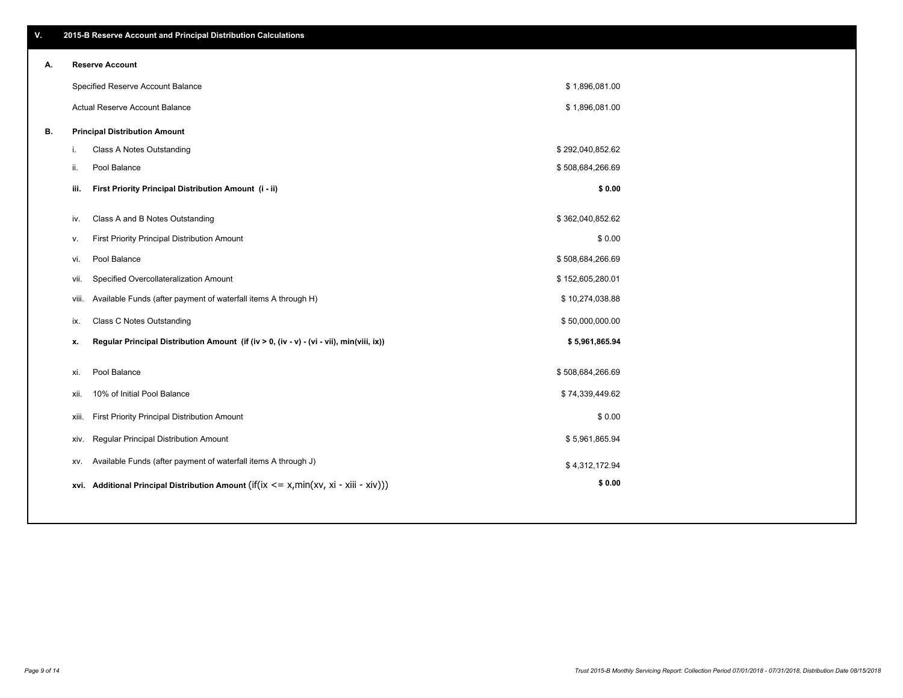## V. 2015-B Reserve Account and Principal Distribution Calculations

### A. Reserve Account

| | |
|---|---|
| Specified Reserve Account Balance | $ 1,896,081.00 |
| Actual Reserve Account Balance | $ 1,896,081.00 |

### B. Principal Distribution Amount

| | | |
|---|---|---|
| i. | Class A Notes Outstanding | $ 292,040,852.62 |
| ii. | Pool Balance | $ 508,684,266.69 |
| **iii.** | **First Priority Principal Distribution Amount (i - ii)** | **$ 0.00** |
| iv. | Class A and B Notes Outstanding | $ 362,040,852.62 |
| v. | First Priority Principal Distribution Amount | $ 0.00 |
| vi. | Pool Balance | $ 508,684,266.69 |
| vii. | Specified Overcollateralization Amount | $ 152,605,280.01 |
| viii. | Available Funds (after payment of waterfall items A through H) | $ 10,274,038.88 |
| ix. | Class C Notes Outstanding | $ 50,000,000.00 |
| **x.** | **Regular Principal Distribution Amount (if (iv > 0, (iv - v) - (vi - vii), min(viii, ix))** | **$ 5,961,865.94** |
| xi. | Pool Balance | $ 508,684,266.69 |
| xii. | 10% of Initial Pool Balance | $ 74,339,449.62 |
| xiii. | First Priority Principal Distribution Amount | $ 0.00 |
| xiv. | Regular Principal Distribution Amount | $ 5,961,865.94 |
| xv. | Available Funds (after payment of waterfall items A through J) | $ 4,312,172.94 |
| **xvi.** | **Additional Principal Distribution Amount** (if(ix <= x,min(xv, xi - xiii - xiv))) | **$ 0.00** |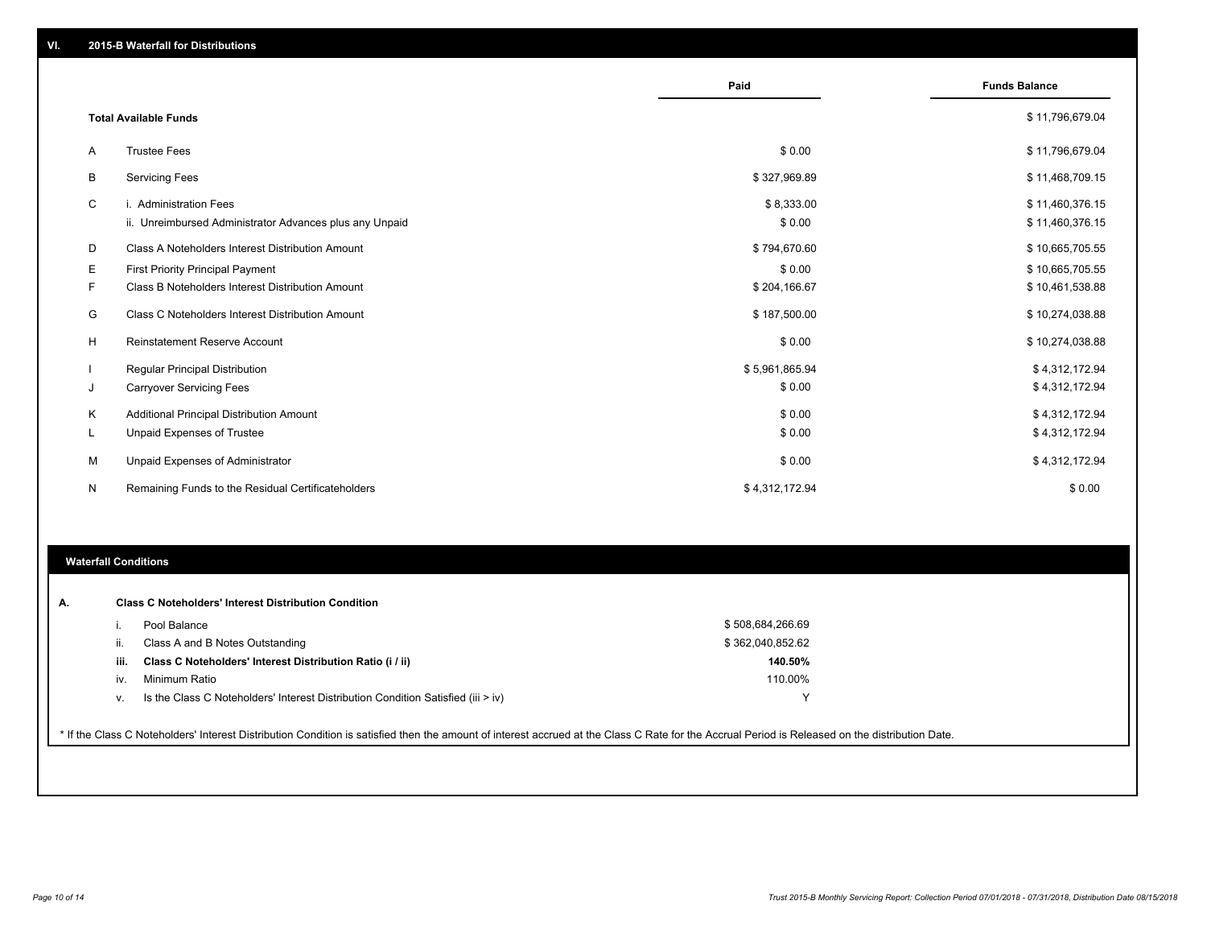## VI. 2015-B Waterfall for Distributions

| | | Paid | Funds Balance |
|---|---|---|---|
| | **Total Available Funds** | | $ 11,796,679.04 |
| A | Trustee Fees | $ 0.00 | $ 11,796,679.04 |
| B | Servicing Fees | $ 327,969.89 | $ 11,468,709.15 |
| C | i. Administration Fees | $ 8,333.00 | $ 11,460,376.15 |
| | ii. Unreimbursed Administrator Advances plus any Unpaid | $ 0.00 | $ 11,460,376.15 |
| D | Class A Noteholders Interest Distribution Amount | $ 794,670.60 | $ 10,665,705.55 |
| E | First Priority Principal Payment | $ 0.00 | $ 10,665,705.55 |
| F | Class B Noteholders Interest Distribution Amount | $ 204,166.67 | $ 10,461,538.88 |
| G | Class C Noteholders Interest Distribution Amount | $ 187,500.00 | $ 10,274,038.88 |
| H | Reinstatement Reserve Account | $ 0.00 | $ 10,274,038.88 |
| I | Regular Principal Distribution | $ 5,961,865.94 | $ 4,312,172.94 |
| J | Carryover Servicing Fees | $ 0.00 | $ 4,312,172.94 |
| K | Additional Principal Distribution Amount | $ 0.00 | $ 4,312,172.94 |
| L | Unpaid Expenses of Trustee | $ 0.00 | $ 4,312,172.94 |
| M | Unpaid Expenses of Administrator | $ 0.00 | $ 4,312,172.94 |
| N | Remaining Funds to the Residual Certificateholders | $ 4,312,172.94 | $ 0.00 |

### Waterfall Conditions

**A. Class C Noteholders' Interest Distribution Condition**

| | | |
|---|---|---|
| i. | Pool Balance | $ 508,684,266.69 |
| ii. | Class A and B Notes Outstanding | $ 362,040,852.62 |
| **iii.** | **Class C Noteholders' Interest Distribution Ratio (i / ii)** | **140.50%** |
| iv. | Minimum Ratio | 110.00% |
| v. | Is the Class C Noteholders' Interest Distribution Condition Satisfied (iii > iv) | Y |

* If the Class C Noteholders' Interest Distribution Condition is satisfied then the amount of interest accrued at the Class C Rate for the Accrual Period is Released on the distribution Date.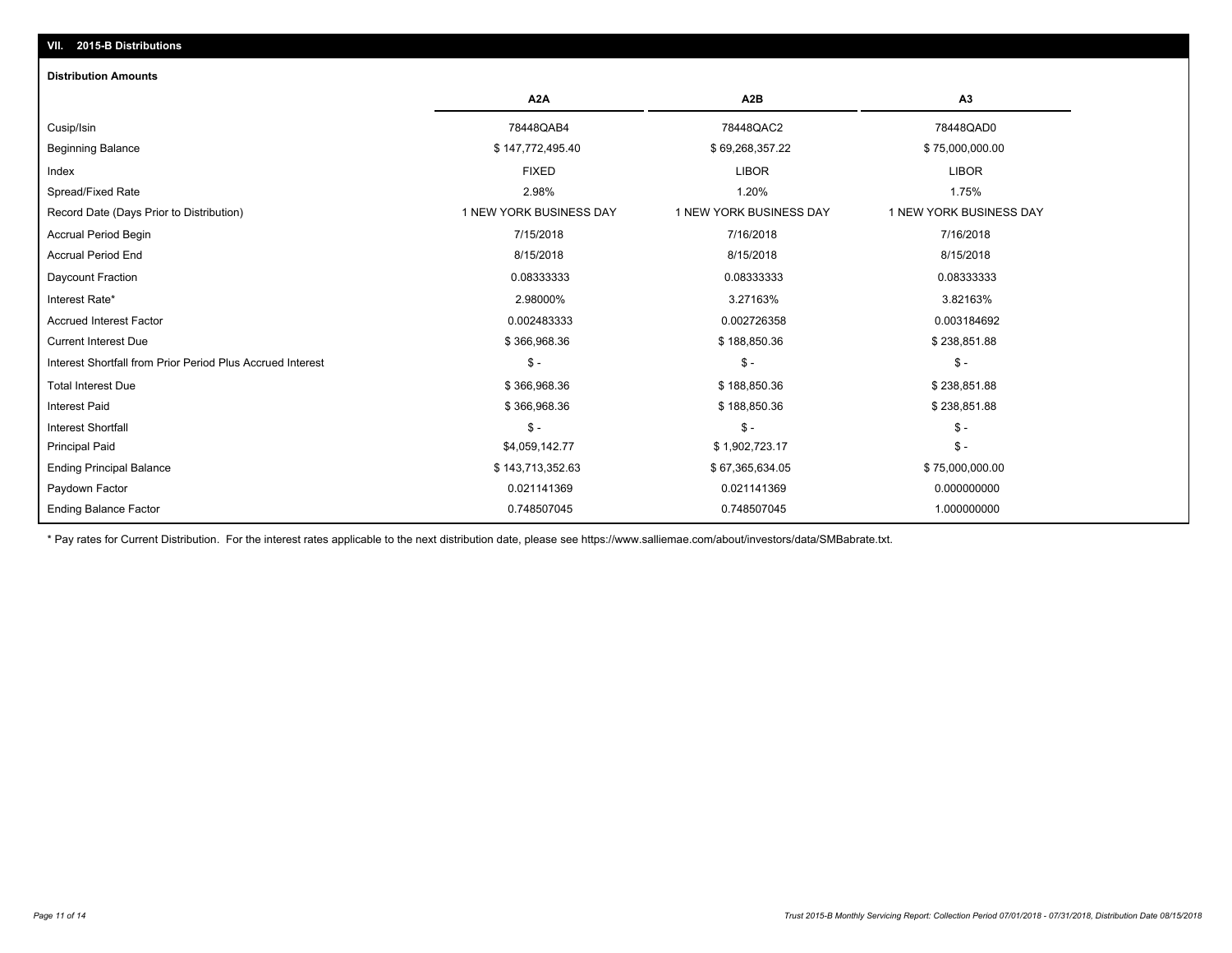## VII. 2015-B Distributions

### Distribution Amounts

| | A2A | A2B | A3 |
|---|---|---|---|
| Cusip/Isin | 78448QAB4 | 78448QAC2 | 78448QAD0 |
| Beginning Balance | $ 147,772,495.40 | $ 69,268,357.22 | $ 75,000,000.00 |
| Index | FIXED | LIBOR | LIBOR |
| Spread/Fixed Rate | 2.98% | 1.20% | 1.75% |
| Record Date (Days Prior to Distribution) | 1 NEW YORK BUSINESS DAY | 1 NEW YORK BUSINESS DAY | 1 NEW YORK BUSINESS DAY |
| Accrual Period Begin | 7/15/2018 | 7/16/2018 | 7/16/2018 |
| Accrual Period End | 8/15/2018 | 8/15/2018 | 8/15/2018 |
| Daycount Fraction | 0.08333333 | 0.08333333 | 0.08333333 |
| Interest Rate* | 2.98000% | 3.27163% | 3.82163% |
| Accrued Interest Factor | 0.002483333 | 0.002726358 | 0.003184692 |
| Current Interest Due | $ 366,968.36 | $ 188,850.36 | $ 238,851.88 |
| Interest Shortfall from Prior Period Plus Accrued Interest | $ - | $ - | $ - |
| Total Interest Due | $ 366,968.36 | $ 188,850.36 | $ 238,851.88 |
| Interest Paid | $ 366,968.36 | $ 188,850.36 | $ 238,851.88 |
| Interest Shortfall | $ - | $ - | $ - |
| Principal Paid | $4,059,142.77 | $ 1,902,723.17 | $ - |
| Ending Principal Balance | $ 143,713,352.63 | $ 67,365,634.05 | $ 75,000,000.00 |
| Paydown Factor | 0.021141369 | 0.021141369 | 0.000000000 |
| Ending Balance Factor | 0.748507045 | 0.748507045 | 1.000000000 |

* Pay rates for Current Distribution. For the interest rates applicable to the next distribution date, please see https://www.salliemae.com/about/investors/data/SMBabrate.txt.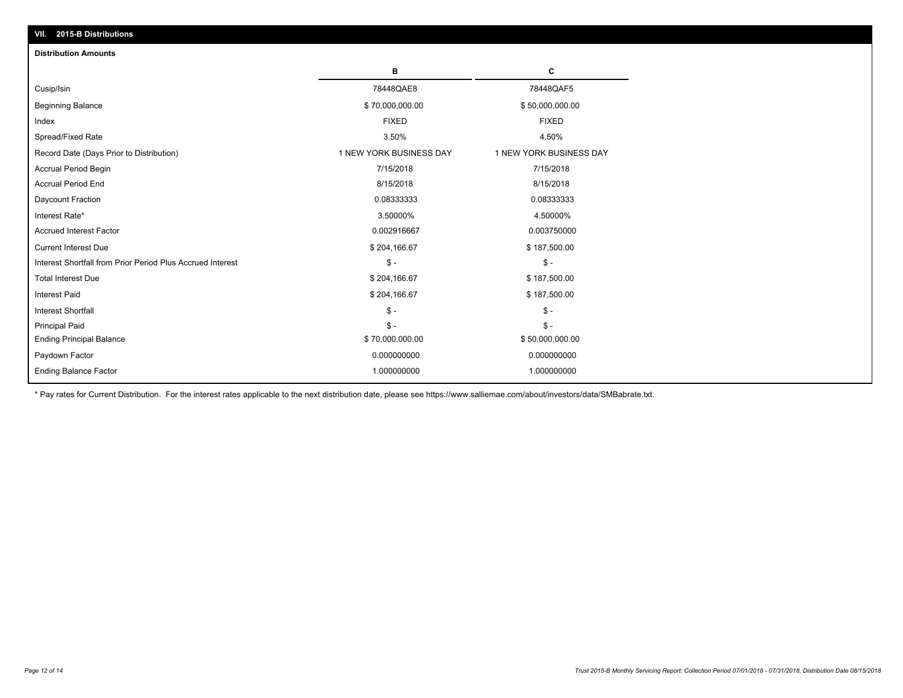## VII. 2015-B Distributions

### Distribution Amounts

| | B | C |
|---|---|---|
| Cusip/Isin | 78448QAE8 | 78448QAF5 |
| Beginning Balance | $ 70,000,000.00 | $ 50,000,000.00 |
| Index | FIXED | FIXED |
| Spread/Fixed Rate | 3.50% | 4.50% |
| Record Date (Days Prior to Distribution) | 1 NEW YORK BUSINESS DAY | 1 NEW YORK BUSINESS DAY |
| Accrual Period Begin | 7/15/2018 | 7/15/2018 |
| Accrual Period End | 8/15/2018 | 8/15/2018 |
| Daycount Fraction | 0.08333333 | 0.08333333 |
| Interest Rate* | 3.50000% | 4.50000% |
| Accrued Interest Factor | 0.002916667 | 0.003750000 |
| Current Interest Due | $ 204,166.67 | $ 187,500.00 |
| Interest Shortfall from Prior Period Plus Accrued Interest | $ - | $ - |
| Total Interest Due | $ 204,166.67 | $ 187,500.00 |
| Interest Paid | $ 204,166.67 | $ 187,500.00 |
| Interest Shortfall | $ - | $ - |
| Principal Paid | $ - | $ - |
| Ending Principal Balance | $ 70,000,000.00 | $ 50,000,000.00 |
| Paydown Factor | 0.000000000 | 0.000000000 |
| Ending Balance Factor | 1.000000000 | 1.000000000 |

* Pay rates for Current Distribution. For the interest rates applicable to the next distribution date, please see https://www.salliemae.com/about/investors/data/SMBabrate.txt.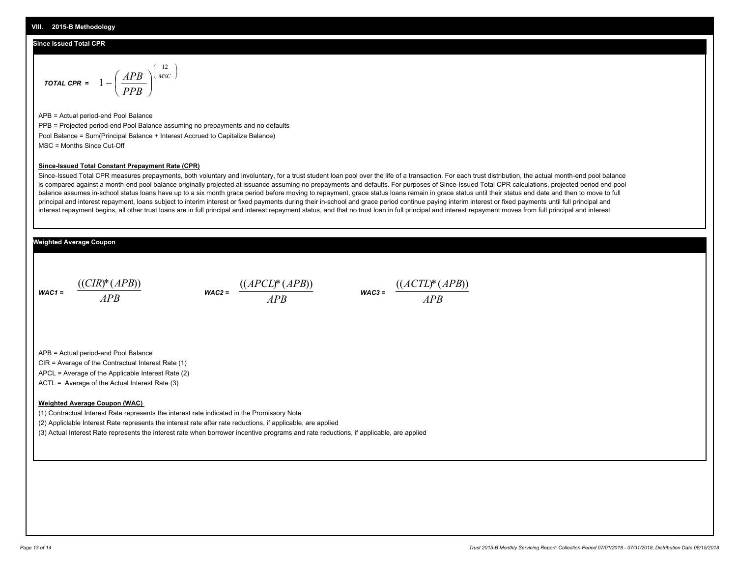## VIII. 2015-B Methodology

### Since Issued Total CPR

$$\textbf{TOTAL CPR} = 1 - \left(\frac{APB}{PPB}\right)^{\left(\frac{12}{MSC}\right)}$$

APB = Actual period-end Pool Balance

PPB = Projected period-end Pool Balance assuming no prepayments and no defaults

Pool Balance = Sum(Principal Balance + Interest Accrued to Capitalize Balance)

MSC = Months Since Cut-Off

**Since-Issued Total Constant Prepayment Rate (CPR)**

Since-Issued Total CPR measures prepayments, both voluntary and involuntary, for a trust student loan pool over the life of a transaction. For each trust distribution, the actual month-end pool balance is compared against a month-end pool balance originally projected at issuance assuming no prepayments and defaults. For purposes of Since-Issued Total CPR calculations, projected period end pool balance assumes in-school status loans have up to a six month grace period before moving to repayment, grace status loans remain in grace status until their status end date and then to move to full principal and interest repayment, loans subject to interim interest or fixed payments during their in-school and grace period continue paying interim interest or fixed payments until full principal and interest repayment begins, all other trust loans are in full principal and interest repayment status, and that no trust loan in full principal and interest repayment moves from full principal and interest

### Weighted Average Coupon

$$\textbf{WAC1} = \frac{((CIR)*(APB))}{APB} \qquad \textbf{WAC2} = \frac{((APCL)*(APB))}{APB} \qquad \textbf{WAC3} = \frac{((ACTL)*(APB))}{APB}$$

APB = Actual period-end Pool Balance

CIR = Average of the Contractual Interest Rate (1)

APCL = Average of the Applicable Interest Rate (2)

ACTL = Average of the Actual Interest Rate (3)

**Weighted Average Coupon (WAC)**

(1) Contractual Interest Rate represents the interest rate indicated in the Promissory Note

(2) Appliclable Interest Rate represents the interest rate after rate reductions, if applicable, are applied

(3) Actual Interest Rate represents the interest rate when borrower incentive programs and rate reductions, if applicable, are applied